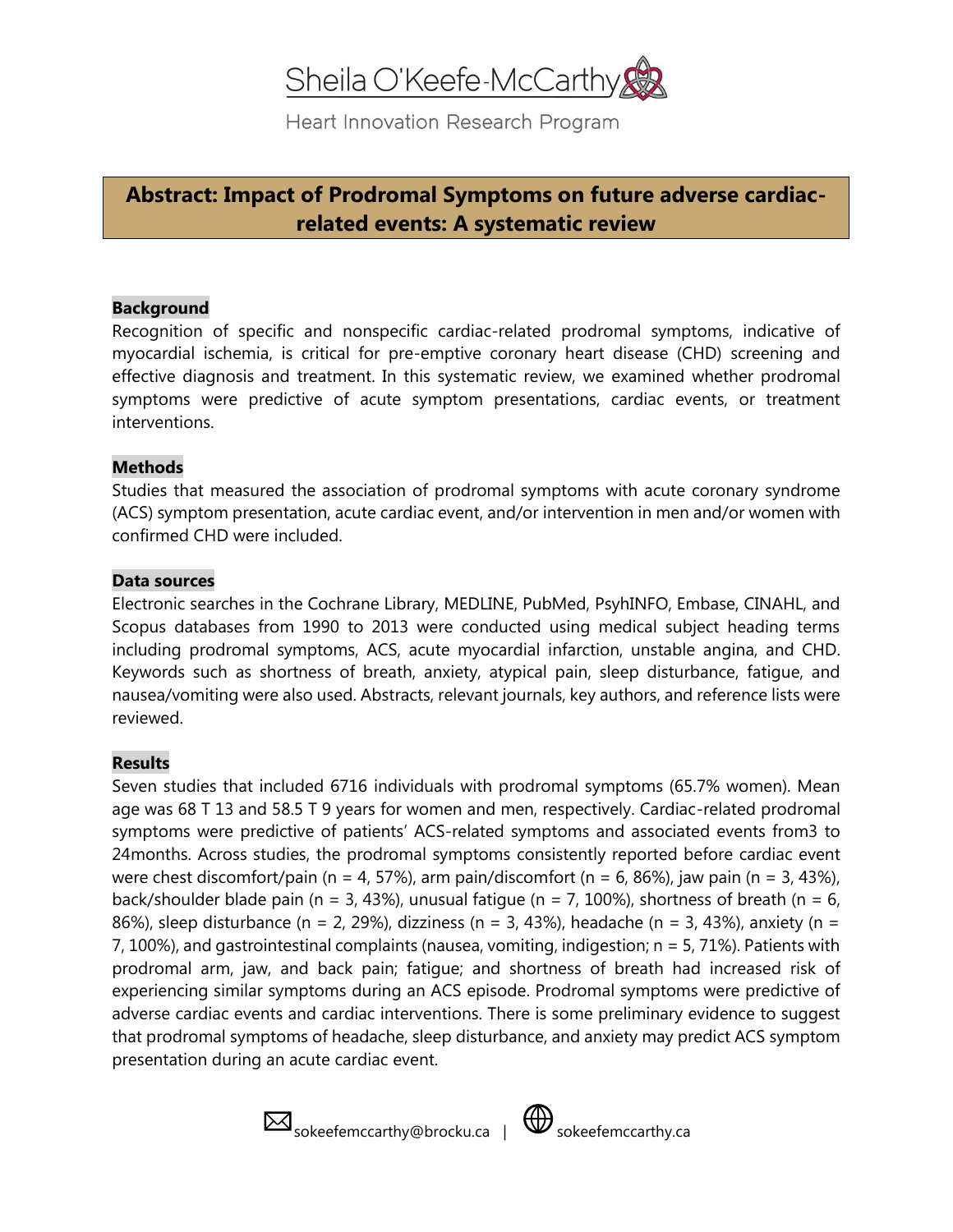Sheila O'Keefe-McCarthy

Heart Innovation Research Program

# Abstract: Impact of Prodromal Symptoms on future adverse cardiac-related events: A systematic review

**Background**

Recognition of specific and nonspecific cardiac-related prodromal symptoms, indicative of myocardial ischemia, is critical for pre-emptive coronary heart disease (CHD) screening and effective diagnosis and treatment. In this systematic review, we examined whether prodromal symptoms were predictive of acute symptom presentations, cardiac events, or treatment interventions.

**Methods**

Studies that measured the association of prodromal symptoms with acute coronary syndrome (ACS) symptom presentation, acute cardiac event, and/or intervention in men and/or women with confirmed CHD were included.

**Data sources**

Electronic searches in the Cochrane Library, MEDLINE, PubMed, PsyhINFO, Embase, CINAHL, and Scopus databases from 1990 to 2013 were conducted using medical subject heading terms including prodromal symptoms, ACS, acute myocardial infarction, unstable angina, and CHD. Keywords such as shortness of breath, anxiety, atypical pain, sleep disturbance, fatigue, and nausea/vomiting were also used. Abstracts, relevant journals, key authors, and reference lists were reviewed.

**Results**

Seven studies that included 6716 individuals with prodromal symptoms (65.7% women). Mean age was 68 T 13 and 58.5 T 9 years for women and men, respectively. Cardiac-related prodromal symptoms were predictive of patients' ACS-related symptoms and associated events from3 to 24months. Across studies, the prodromal symptoms consistently reported before cardiac event were chest discomfort/pain (n = 4, 57%), arm pain/discomfort (n = 6, 86%), jaw pain (n = 3, 43%), back/shoulder blade pain (n = 3, 43%), unusual fatigue (n = 7, 100%), shortness of breath (n = 6, 86%), sleep disturbance (n = 2, 29%), dizziness (n = 3, 43%), headache (n = 3, 43%), anxiety (n = 7, 100%), and gastrointestinal complaints (nausea, vomiting, indigestion; n = 5, 71%). Patients with prodromal arm, jaw, and back pain; fatigue; and shortness of breath had increased risk of experiencing similar symptoms during an ACS episode. Prodromal symptoms were predictive of adverse cardiac events and cardiac interventions. There is some preliminary evidence to suggest that prodromal symptoms of headache, sleep disturbance, and anxiety may predict ACS symptom presentation during an acute cardiac event.

sokeefemccarthy@brocku.ca | sokeefemccarthy.ca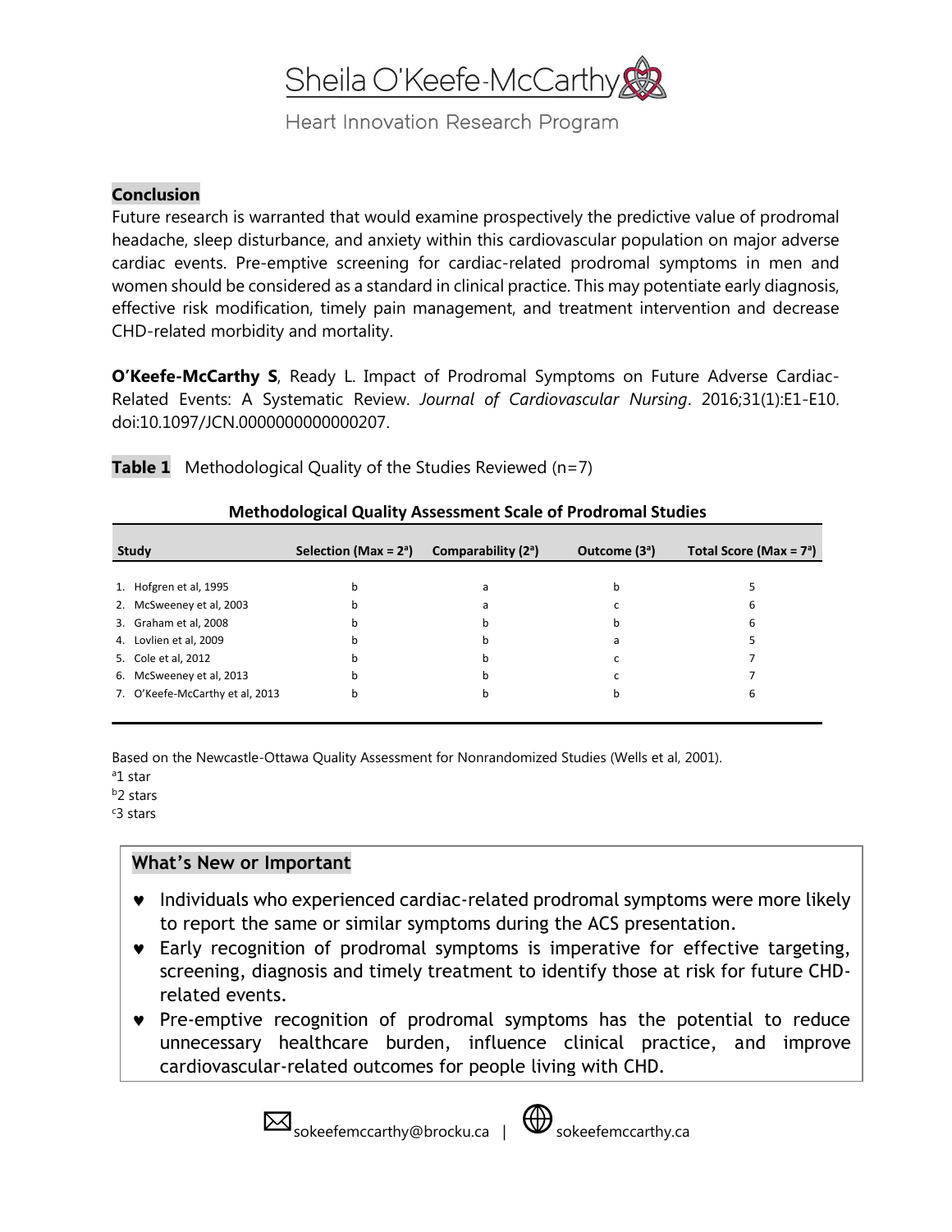## Conclusion

Future research is warranted that would examine prospectively the predictive value of prodromal headache, sleep disturbance, and anxiety within this cardiovascular population on major adverse cardiac events. Pre-emptive screening for cardiac-related prodromal symptoms in men and women should be considered as a standard in clinical practice. This may potentiate early diagnosis, effective risk modification, timely pain management, and treatment intervention and decrease CHD-related morbidity and mortality.

**O'Keefe-McCarthy S**, Ready L. Impact of Prodromal Symptoms on Future Adverse Cardiac-Related Events: A Systematic Review. *Journal of Cardiovascular Nursing*. 2016;31(1):E1-E10. doi:10.1097/JCN.0000000000000207.

**Table 1** Methodological Quality of the Studies Reviewed (n=7)

**Methodological Quality Assessment Scale of Prodromal Studies**

| Study | Selection (Max = 2[a]) | Comparability (2[a]) | Outcome (3[a]) | Total Score (Max = 7[a]) |
|---|---|---|---|---|
| 1. Hofgren et al, 1995 | b | a | b | 5 |
| 2. McSweeney et al, 2003 | b | a | c | 6 |
| 3. Graham et al, 2008 | b | b | b | 6 |
| 4. Lovlien et al, 2009 | b | b | a | 5 |
| 5. Cole et al, 2012 | b | b | c | 7 |
| 6. McSweeney et al, 2013 | b | b | c | 7 |
| 7. O'Keefe-McCarthy et al, 2013 | b | b | b | 6 |

Based on the Newcastle-Ottawa Quality Assessment for Nonrandomized Studies (Wells et al, 2001).

[a]1 star

[b]2 stars

[c]3 stars

## What's New or Important

- Individuals who experienced cardiac-related prodromal symptoms were more likely to report the same or similar symptoms during the ACS presentation.
- Early recognition of prodromal symptoms is imperative for effective targeting, screening, diagnosis and timely treatment to identify those at risk for future CHD-related events.
- Pre-emptive recognition of prodromal symptoms has the potential to reduce unnecessary healthcare burden, influence clinical practice, and improve cardiovascular-related outcomes for people living with CHD.